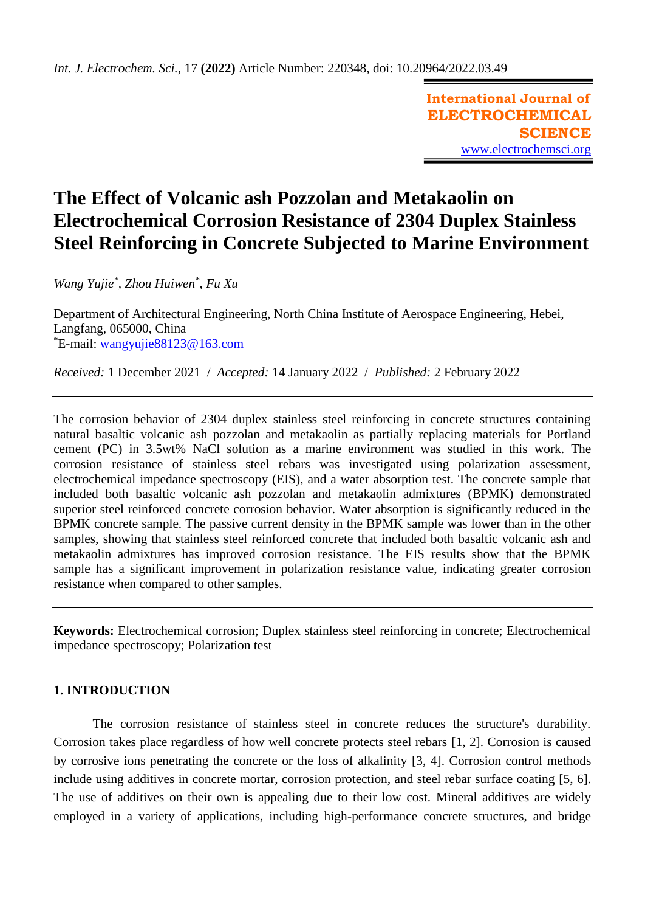# The Effect of Volcanic ash Pozzolan and Metakaolin on Electrochemical Corrosion Resistance of 2304 Duplex Stainless Steel Reinforcing in Concrete Subjected to Marine Environment

*Wang Yujie*[*]*, Zhou Huiwen*[*]*, Fu Xu*

Department of Architectural Engineering, North China Institute of Aerospace Engineering, Hebei, Langfang, 065000, China
[*]E-mail: wangyujie88123@163.com

*Received:* 1 December 2021 / *Accepted:* 14 January 2022 / *Published:* 2 February 2022

The corrosion behavior of 2304 duplex stainless steel reinforcing in concrete structures containing natural basaltic volcanic ash pozzolan and metakaolin as partially replacing materials for Portland cement (PC) in 3.5wt% NaCl solution as a marine environment was studied in this work. The corrosion resistance of stainless steel rebars was investigated using polarization assessment, electrochemical impedance spectroscopy (EIS), and a water absorption test. The concrete sample that included both basaltic volcanic ash pozzolan and metakaolin admixtures (BPMK) demonstrated superior steel reinforced concrete corrosion behavior. Water absorption is significantly reduced in the BPMK concrete sample. The passive current density in the BPMK sample was lower than in the other samples, showing that stainless steel reinforced concrete that included both basaltic volcanic ash and metakaolin admixtures has improved corrosion resistance. The EIS results show that the BPMK sample has a significant improvement in polarization resistance value, indicating greater corrosion resistance when compared to other samples.

**Keywords:** Electrochemical corrosion; Duplex stainless steel reinforcing in concrete; Electrochemical impedance spectroscopy; Polarization test

## 1. INTRODUCTION

The corrosion resistance of stainless steel in concrete reduces the structure's durability. Corrosion takes place regardless of how well concrete protects steel rebars [1, 2]. Corrosion is caused by corrosive ions penetrating the concrete or the loss of alkalinity [3, 4]. Corrosion control methods include using additives in concrete mortar, corrosion protection, and steel rebar surface coating [5, 6]. The use of additives on their own is appealing due to their low cost. Mineral additives are widely employed in a variety of applications, including high-performance concrete structures, and bridge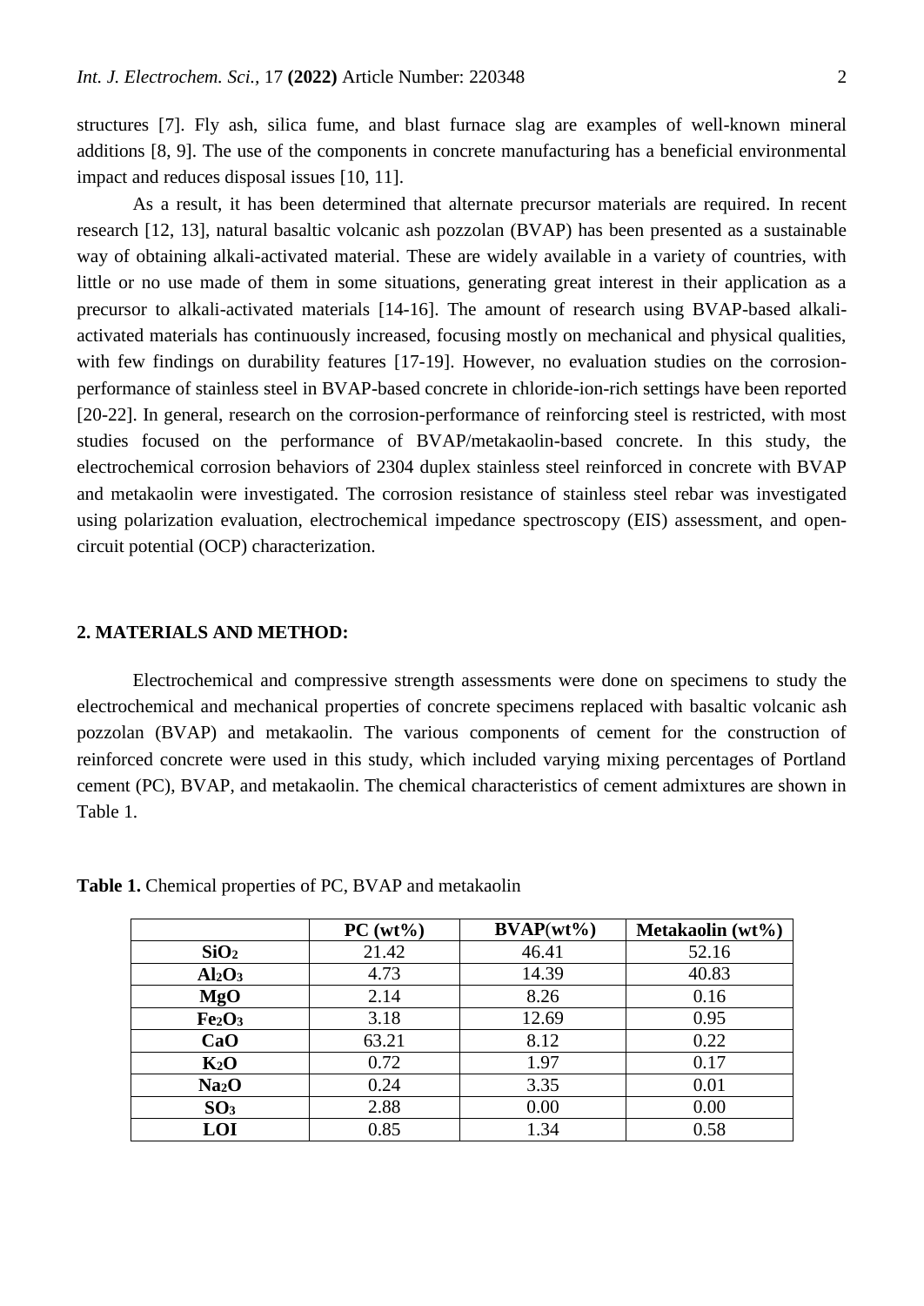structures [7]. Fly ash, silica fume, and blast furnace slag are examples of well-known mineral additions [8, 9]. The use of the components in concrete manufacturing has a beneficial environmental impact and reduces disposal issues [10, 11].

As a result, it has been determined that alternate precursor materials are required. In recent research [12, 13], natural basaltic volcanic ash pozzolan (BVAP) has been presented as a sustainable way of obtaining alkali-activated material. These are widely available in a variety of countries, with little or no use made of them in some situations, generating great interest in their application as a precursor to alkali-activated materials [14-16]. The amount of research using BVAP-based alkali-activated materials has continuously increased, focusing mostly on mechanical and physical qualities, with few findings on durability features [17-19]. However, no evaluation studies on the corrosion-performance of stainless steel in BVAP-based concrete in chloride-ion-rich settings have been reported [20-22]. In general, research on the corrosion-performance of reinforcing steel is restricted, with most studies focused on the performance of BVAP/metakaolin-based concrete. In this study, the electrochemical corrosion behaviors of 2304 duplex stainless steel reinforced in concrete with BVAP and metakaolin were investigated. The corrosion resistance of stainless steel rebar was investigated using polarization evaluation, electrochemical impedance spectroscopy (EIS) assessment, and open-circuit potential (OCP) characterization.

## 2. MATERIALS AND METHOD:

Electrochemical and compressive strength assessments were done on specimens to study the electrochemical and mechanical properties of concrete specimens replaced with basaltic volcanic ash pozzolan (BVAP) and metakaolin. The various components of cement for the construction of reinforced concrete were used in this study, which included varying mixing percentages of Portland cement (PC), BVAP, and metakaolin. The chemical characteristics of cement admixtures are shown in Table 1.

**Table 1.** Chemical properties of PC, BVAP and metakaolin

| | PC (wt%) | BVAP(wt%) | Metakaolin (wt%) |
|---|---|---|---|
| **$SiO_2$** | 21.42 | 46.41 | 52.16 |
| **$Al_2O_3$** | 4.73 | 14.39 | 40.83 |
| **MgO** | 2.14 | 8.26 | 0.16 |
| **$Fe_2O_3$** | 3.18 | 12.69 | 0.95 |
| **CaO** | 63.21 | 8.12 | 0.22 |
| **$K_2O$** | 0.72 | 1.97 | 0.17 |
| **$Na_2O$** | 0.24 | 3.35 | 0.01 |
| **$SO_3$** | 2.88 | 0.00 | 0.00 |
| **LOI** | 0.85 | 1.34 | 0.58 |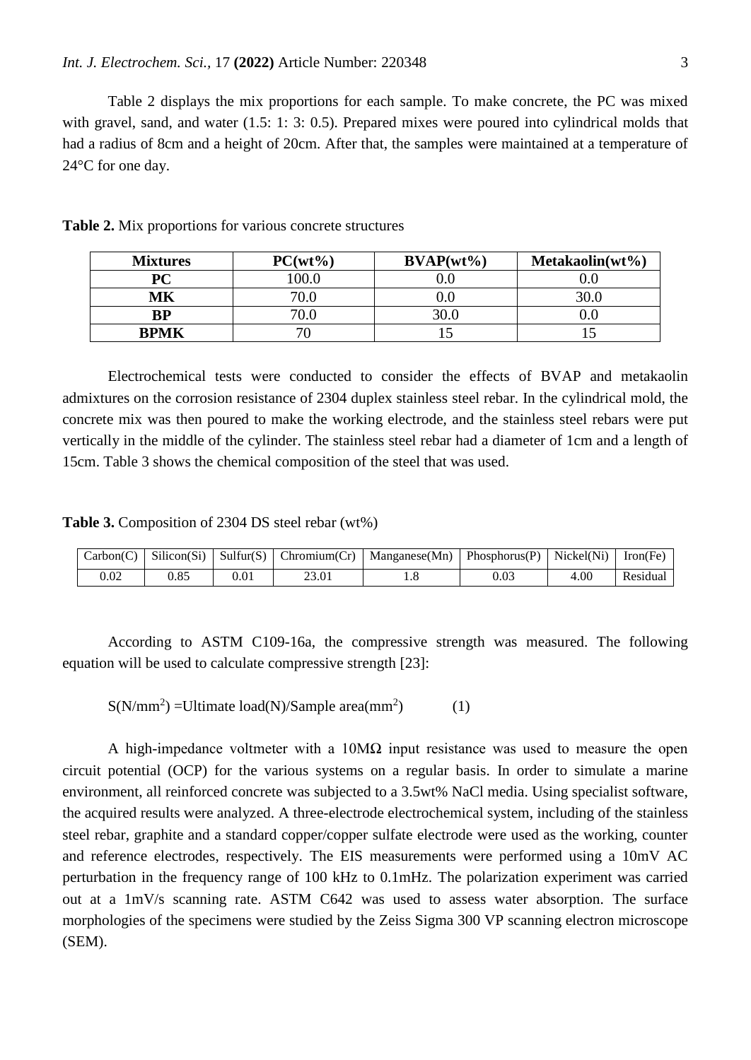Table 2 displays the mix proportions for each sample. To make concrete, the PC was mixed with gravel, sand, and water (1.5: 1: 3: 0.5). Prepared mixes were poured into cylindrical molds that had a radius of 8cm and a height of 20cm. After that, the samples were maintained at a temperature of 24°C for one day.

**Table 2.** Mix proportions for various concrete structures

| Mixtures | PC(wt%) | BVAP(wt%) | Metakaolin(wt%) |
|---|---|---|---|
| **PC** | 100.0 | 0.0 | 0.0 |
| **MK** | 70.0 | 0.0 | 30.0 |
| **BP** | 70.0 | 30.0 | 0.0 |
| **BPMK** | 70 | 15 | 15 |

Electrochemical tests were conducted to consider the effects of BVAP and metakaolin admixtures on the corrosion resistance of 2304 duplex stainless steel rebar. In the cylindrical mold, the concrete mix was then poured to make the working electrode, and the stainless steel rebars were put vertically in the middle of the cylinder. The stainless steel rebar had a diameter of 1cm and a length of 15cm. Table 3 shows the chemical composition of the steel that was used.

**Table 3.** Composition of 2304 DS steel rebar (wt%)

| Carbon(C) | Silicon(Si) | Sulfur(S) | Chromium(Cr) | Manganese(Mn) | Phosphorus(P) | Nickel(Ni) | Iron(Fe) |
|---|---|---|---|---|---|---|---|
| 0.02 | 0.85 | 0.01 | 23.01 | 1.8 | 0.03 | 4.00 | Residual |

According to ASTM C109-16a, the compressive strength was measured. The following equation will be used to calculate compressive strength [23]:

$$S(N/mm^2) = \text{Ultimate load}(N)/\text{Sample area}(mm^2) \qquad (1)$$

A high-impedance voltmeter with a 10MΩ input resistance was used to measure the open circuit potential (OCP) for the various systems on a regular basis. In order to simulate a marine environment, all reinforced concrete was subjected to a 3.5wt% NaCl media. Using specialist software, the acquired results were analyzed. A three-electrode electrochemical system, including of the stainless steel rebar, graphite and a standard copper/copper sulfate electrode were used as the working, counter and reference electrodes, respectively. The EIS measurements were performed using a 10mV AC perturbation in the frequency range of 100 kHz to 0.1mHz. The polarization experiment was carried out at a 1mV/s scanning rate. ASTM C642 was used to assess water absorption. The surface morphologies of the specimens were studied by the Zeiss Sigma 300 VP scanning electron microscope (SEM).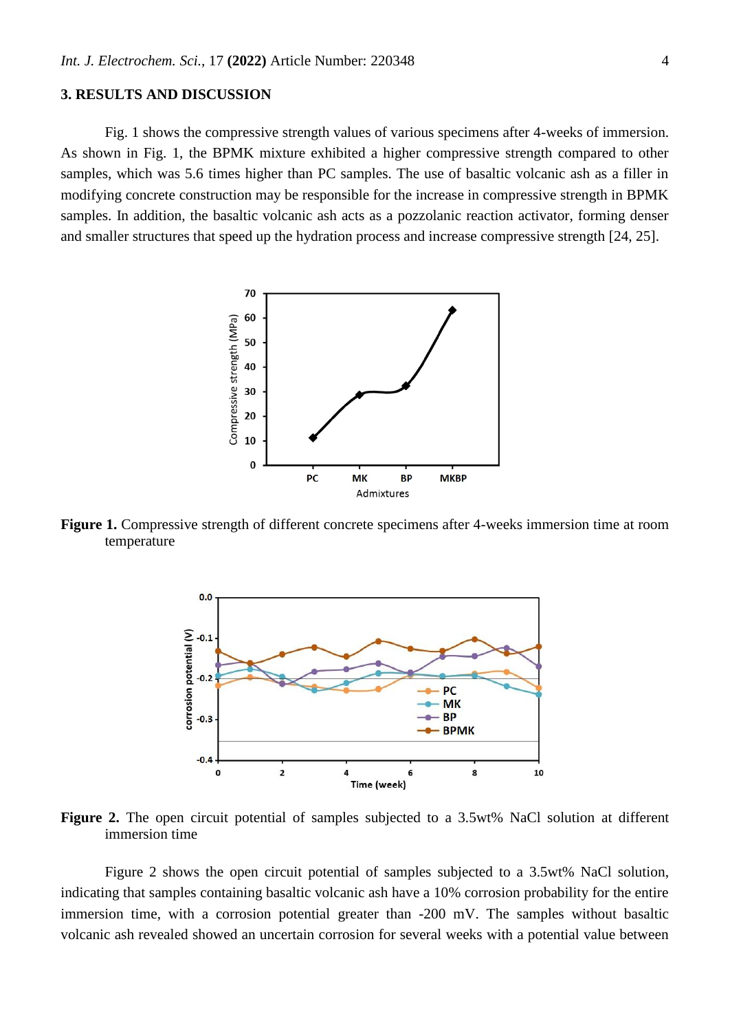## 3. RESULTS AND DISCUSSION

Fig. 1 shows the compressive strength values of various specimens after 4-weeks of immersion. As shown in Fig. 1, the BPMK mixture exhibited a higher compressive strength compared to other samples, which was 5.6 times higher than PC samples. The use of basaltic volcanic ash as a filler in modifying concrete construction may be responsible for the increase in compressive strength in BPMK samples. In addition, the basaltic volcanic ash acts as a pozzolanic reaction activator, forming denser and smaller structures that speed up the hydration process and increase compressive strength [24, 25].

**Figure 1.** Compressive strength of different concrete specimens after 4-weeks immersion time at room temperature

**Figure 2.** The open circuit potential of samples subjected to a 3.5wt% NaCl solution at different immersion time

Figure 2 shows the open circuit potential of samples subjected to a 3.5wt% NaCl solution, indicating that samples containing basaltic volcanic ash have a 10% corrosion probability for the entire immersion time, with a corrosion potential greater than -200 mV. The samples without basaltic volcanic ash revealed showed an uncertain corrosion for several weeks with a potential value between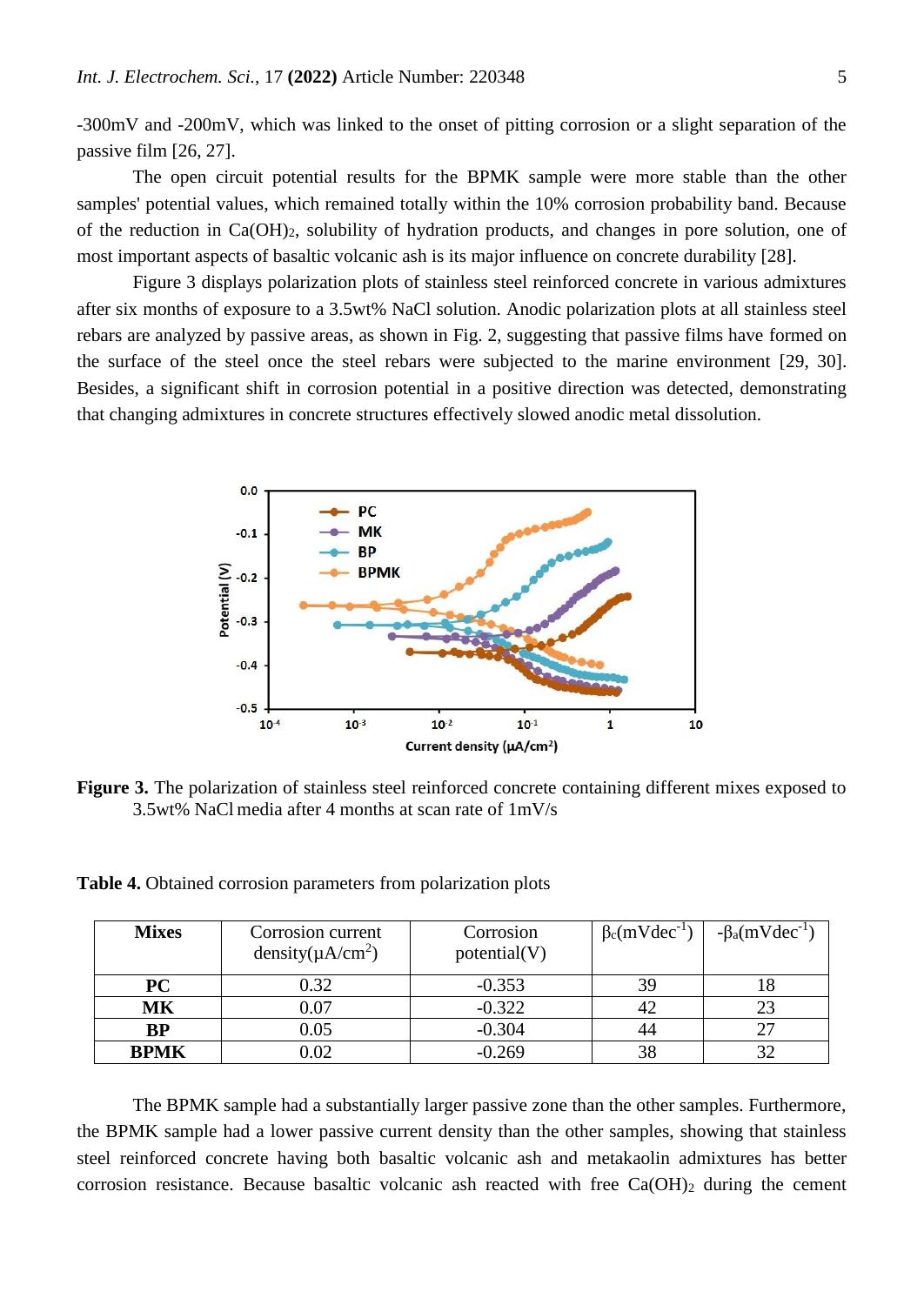-300mV and -200mV, which was linked to the onset of pitting corrosion or a slight separation of the passive film [26, 27].

The open circuit potential results for the BPMK sample were more stable than the other samples' potential values, which remained totally within the 10% corrosion probability band. Because of the reduction in $Ca(OH)_2$, solubility of hydration products, and changes in pore solution, one of most important aspects of basaltic volcanic ash is its major influence on concrete durability [28].

Figure 3 displays polarization plots of stainless steel reinforced concrete in various admixtures after six months of exposure to a 3.5wt% NaCl solution. Anodic polarization plots at all stainless steel rebars are analyzed by passive areas, as shown in Fig. 2, suggesting that passive films have formed on the surface of the steel once the steel rebars were subjected to the marine environment [29, 30]. Besides, a significant shift in corrosion potential in a positive direction was detected, demonstrating that changing admixtures in concrete structures effectively slowed anodic metal dissolution.

**Figure 3.** The polarization of stainless steel reinforced concrete containing different mixes exposed to 3.5wt% NaCl media after 4 months at scan rate of 1mV/s

**Table 4.** Obtained corrosion parameters from polarization plots

| Mixes | Corrosion current density(μA/cm$^2$) | Corrosion potential(V) | $\beta_c$(mVdec$^{-1}$) | $-\beta_a$(mVdec$^{-1}$) |
|---|---|---|---|---|
| **PC** | 0.32 | -0.353 | 39 | 18 |
| **MK** | 0.07 | -0.322 | 42 | 23 |
| **BP** | 0.05 | -0.304 | 44 | 27 |
| **BPMK** | 0.02 | -0.269 | 38 | 32 |

The BPMK sample had a substantially larger passive zone than the other samples. Furthermore, the BPMK sample had a lower passive current density than the other samples, showing that stainless steel reinforced concrete having both basaltic volcanic ash and metakaolin admixtures has better corrosion resistance. Because basaltic volcanic ash reacted with free $Ca(OH)_2$ during the cement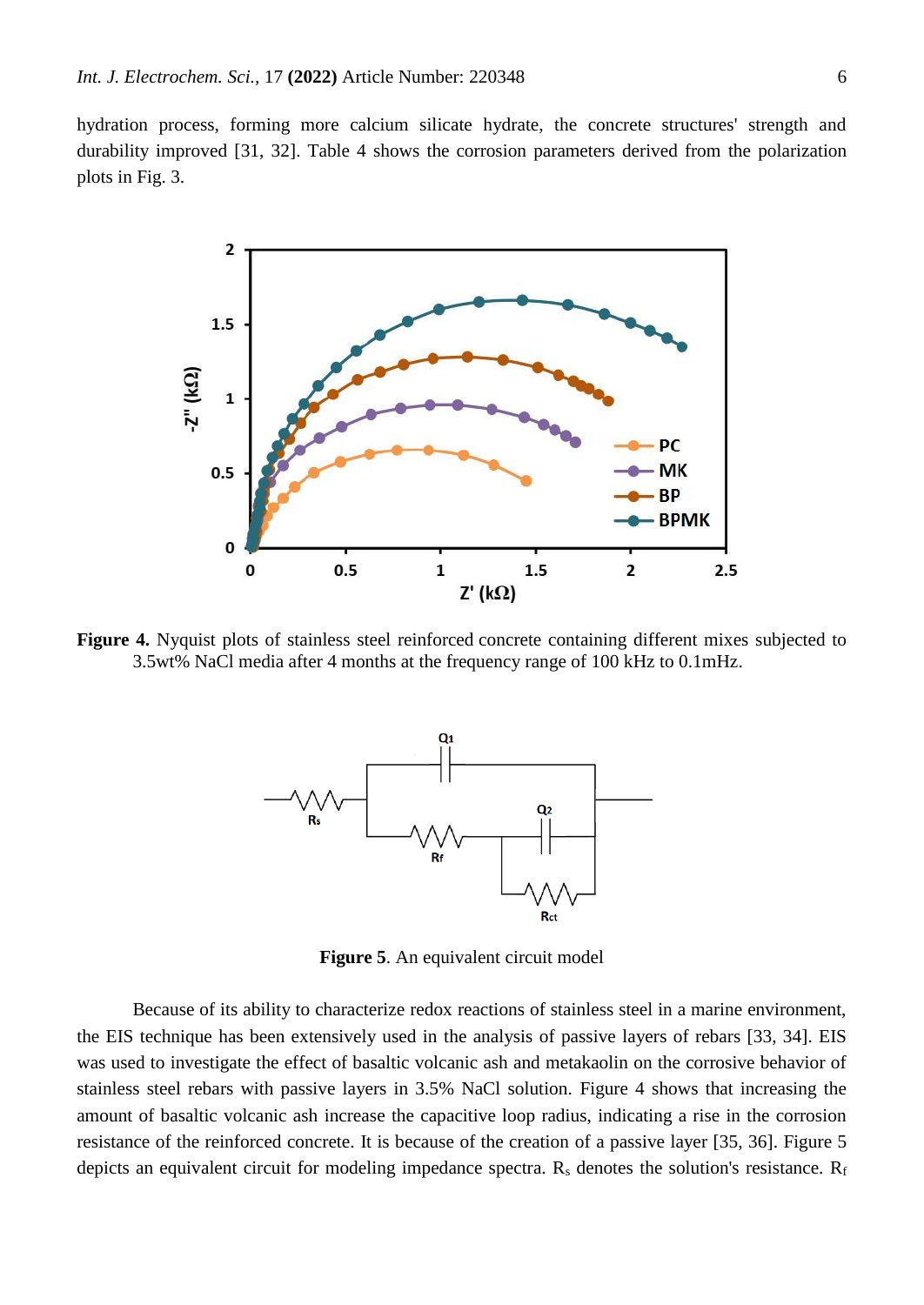hydration process, forming more calcium silicate hydrate, the concrete structures' strength and durability improved [31, 32]. Table 4 shows the corrosion parameters derived from the polarization plots in Fig. 3.

**Figure 4.** Nyquist plots of stainless steel reinforced concrete containing different mixes subjected to 3.5wt% NaCl media after 4 months at the frequency range of 100 kHz to 0.1mHz.

**Figure 5**. An equivalent circuit model

Because of its ability to characterize redox reactions of stainless steel in a marine environment, the EIS technique has been extensively used in the analysis of passive layers of rebars [33, 34]. EIS was used to investigate the effect of basaltic volcanic ash and metakaolin on the corrosive behavior of stainless steel rebars with passive layers in 3.5% NaCl solution. Figure 4 shows that increasing the amount of basaltic volcanic ash increase the capacitive loop radius, indicating a rise in the corrosion resistance of the reinforced concrete. It is because of the creation of a passive layer [35, 36]. Figure 5 depicts an equivalent circuit for modeling impedance spectra. $R_s$ denotes the solution's resistance. $R_f$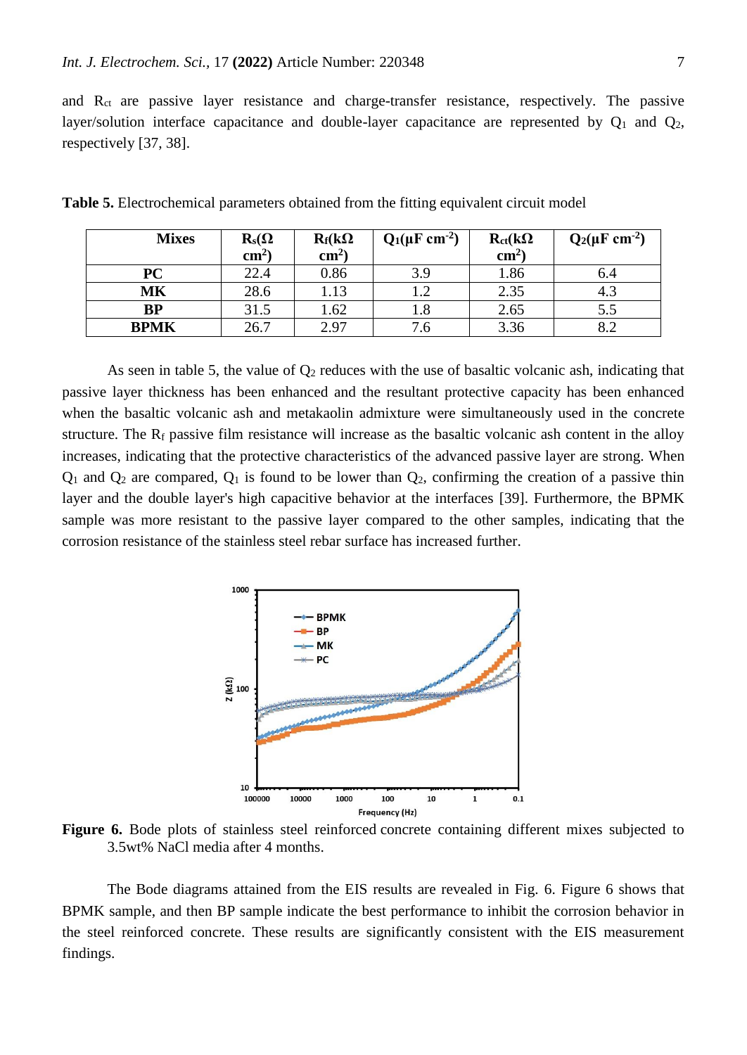and $R_{ct}$ are passive layer resistance and charge-transfer resistance, respectively. The passive layer/solution interface capacitance and double-layer capacitance are represented by $Q_1$ and $Q_2$, respectively [37, 38].

**Table 5.** Electrochemical parameters obtained from the fitting equivalent circuit model

| Mixes | $R_s$(Ω cm$^2$) | $R_f$(kΩ cm$^2$) | $Q_1$(μF cm$^{-2}$) | $R_{ct}$(kΩ cm$^2$) | $Q_2$(μF cm$^{-2}$) |
|---|---|---|---|---|---|
| **PC** | 22.4 | 0.86 | 3.9 | 1.86 | 6.4 |
| **MK** | 28.6 | 1.13 | 1.2 | 2.35 | 4.3 |
| **BP** | 31.5 | 1.62 | 1.8 | 2.65 | 5.5 |
| **BPMK** | 26.7 | 2.97 | 7.6 | 3.36 | 8.2 |

As seen in table 5, the value of $Q_2$ reduces with the use of basaltic volcanic ash, indicating that passive layer thickness has been enhanced and the resultant protective capacity has been enhanced when the basaltic volcanic ash and metakaolin admixture were simultaneously used in the concrete structure. The $R_f$ passive film resistance will increase as the basaltic volcanic ash content in the alloy increases, indicating that the protective characteristics of the advanced passive layer are strong. When $Q_1$ and $Q_2$ are compared, $Q_1$ is found to be lower than $Q_2$, confirming the creation of a passive thin layer and the double layer's high capacitive behavior at the interfaces [39]. Furthermore, the BPMK sample was more resistant to the passive layer compared to the other samples, indicating that the corrosion resistance of the stainless steel rebar surface has increased further.

**Figure 6.** Bode plots of stainless steel reinforced concrete containing different mixes subjected to 3.5wt% NaCl media after 4 months.

The Bode diagrams attained from the EIS results are revealed in Fig. 6. Figure 6 shows that BPMK sample, and then BP sample indicate the best performance to inhibit the corrosion behavior in the steel reinforced concrete. These results are significantly consistent with the EIS measurement findings.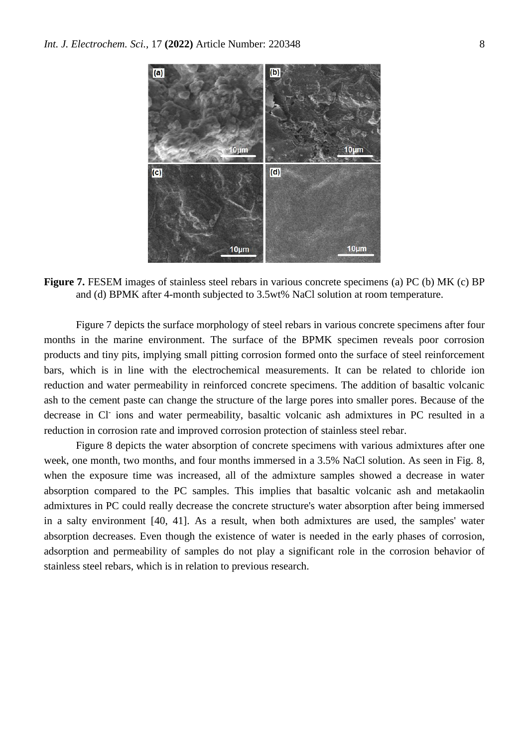**Figure 7.** FESEM images of stainless steel rebars in various concrete specimens (a) PC (b) MK (c) BP and (d) BPMK after 4-month subjected to 3.5wt% NaCl solution at room temperature.

Figure 7 depicts the surface morphology of steel rebars in various concrete specimens after four months in the marine environment. The surface of the BPMK specimen reveals poor corrosion products and tiny pits, implying small pitting corrosion formed onto the surface of steel reinforcement bars, which is in line with the electrochemical measurements. It can be related to chloride ion reduction and water permeability in reinforced concrete specimens. The addition of basaltic volcanic ash to the cement paste can change the structure of the large pores into smaller pores. Because of the decrease in $Cl^-$ ions and water permeability, basaltic volcanic ash admixtures in PC resulted in a reduction in corrosion rate and improved corrosion protection of stainless steel rebar.

Figure 8 depicts the water absorption of concrete specimens with various admixtures after one week, one month, two months, and four months immersed in a 3.5% NaCl solution. As seen in Fig. 8, when the exposure time was increased, all of the admixture samples showed a decrease in water absorption compared to the PC samples. This implies that basaltic volcanic ash and metakaolin admixtures in PC could really decrease the concrete structure's water absorption after being immersed in a salty environment [40, 41]. As a result, when both admixtures are used, the samples' water absorption decreases. Even though the existence of water is needed in the early phases of corrosion, adsorption and permeability of samples do not play a significant role in the corrosion behavior of stainless steel rebars, which is in relation to previous research.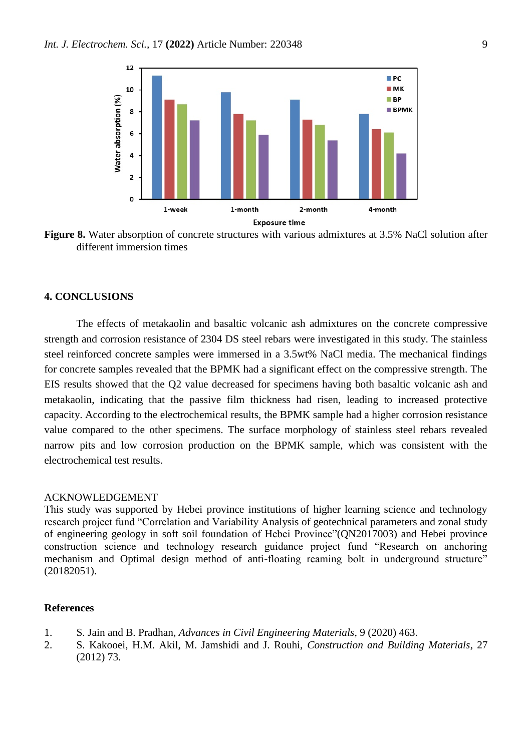**Figure 8.** Water absorption of concrete structures with various admixtures at 3.5% NaCl solution after different immersion times

## 4. CONCLUSIONS

The effects of metakaolin and basaltic volcanic ash admixtures on the concrete compressive strength and corrosion resistance of 2304 DS steel rebars were investigated in this study. The stainless steel reinforced concrete samples were immersed in a 3.5wt% NaCl media. The mechanical findings for concrete samples revealed that the BPMK had a significant effect on the compressive strength. The EIS results showed that the Q2 value decreased for specimens having both basaltic volcanic ash and metakaolin, indicating that the passive film thickness had risen, leading to increased protective capacity. According to the electrochemical results, the BPMK sample had a higher corrosion resistance value compared to the other specimens. The surface morphology of stainless steel rebars revealed narrow pits and low corrosion production on the BPMK sample, which was consistent with the electrochemical test results.

ACKNOWLEDGEMENT

This study was supported by Hebei province institutions of higher learning science and technology research project fund "Correlation and Variability Analysis of geotechnical parameters and zonal study of engineering geology in soft soil foundation of Hebei Province"(QN2017003) and Hebei province construction science and technology research guidance project fund "Research on anchoring mechanism and Optimal design method of anti-floating reaming bolt in underground structure" (20182051).

**References**

1. S. Jain and B. Pradhan, *Advances in Civil Engineering Materials*, 9 (2020) 463.
2. S. Kakooei, H.M. Akil, M. Jamshidi and J. Rouhi, *Construction and Building Materials*, 27 (2012) 73.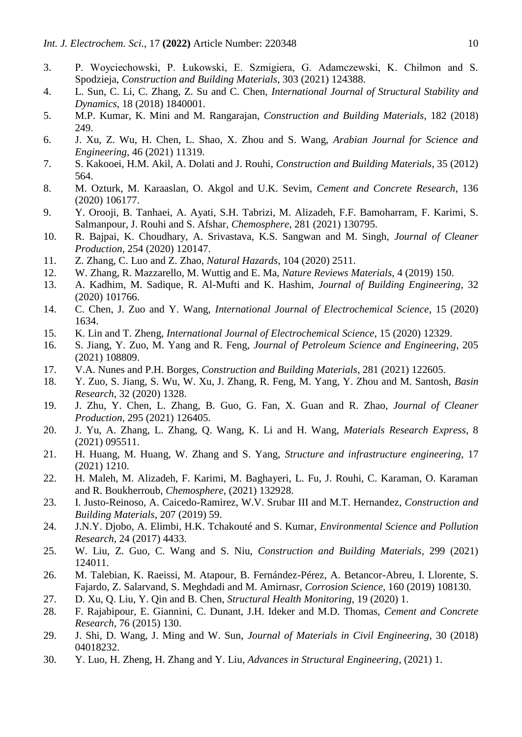3. P. Woyciechowski, P. Łukowski, E. Szmigiera, G. Adamczewski, K. Chilmon and S. Spodzieja, *Construction and Building Materials*, 303 (2021) 124388.
4. L. Sun, C. Li, C. Zhang, Z. Su and C. Chen, *International Journal of Structural Stability and Dynamics*, 18 (2018) 1840001.
5. M.P. Kumar, K. Mini and M. Rangarajan, *Construction and Building Materials*, 182 (2018) 249.
6. J. Xu, Z. Wu, H. Chen, L. Shao, X. Zhou and S. Wang, *Arabian Journal for Science and Engineering*, 46 (2021) 11319.
7. S. Kakooei, H.M. Akil, A. Dolati and J. Rouhi, *Construction and Building Materials*, 35 (2012) 564.
8. M. Ozturk, M. Karaaslan, O. Akgol and U.K. Sevim, *Cement and Concrete Research*, 136 (2020) 106177.
9. Y. Orooji, B. Tanhaei, A. Ayati, S.H. Tabrizi, M. Alizadeh, F.F. Bamoharram, F. Karimi, S. Salmanpour, J. Rouhi and S. Afshar, *Chemosphere*, 281 (2021) 130795.
10. R. Bajpai, K. Choudhary, A. Srivastava, K.S. Sangwan and M. Singh, *Journal of Cleaner Production*, 254 (2020) 120147.
11. Z. Zhang, C. Luo and Z. Zhao, *Natural Hazards*, 104 (2020) 2511.
12. W. Zhang, R. Mazzarello, M. Wuttig and E. Ma, *Nature Reviews Materials*, 4 (2019) 150.
13. A. Kadhim, M. Sadique, R. Al-Mufti and K. Hashim, *Journal of Building Engineering*, 32 (2020) 101766.
14. C. Chen, J. Zuo and Y. Wang, *International Journal of Electrochemical Science*, 15 (2020) 1634.
15. K. Lin and T. Zheng, *International Journal of Electrochemical Science*, 15 (2020) 12329.
16. S. Jiang, Y. Zuo, M. Yang and R. Feng, *Journal of Petroleum Science and Engineering*, 205 (2021) 108809.
17. V.A. Nunes and P.H. Borges, *Construction and Building Materials*, 281 (2021) 122605.
18. Y. Zuo, S. Jiang, S. Wu, W. Xu, J. Zhang, R. Feng, M. Yang, Y. Zhou and M. Santosh, *Basin Research*, 32 (2020) 1328.
19. J. Zhu, Y. Chen, L. Zhang, B. Guo, G. Fan, X. Guan and R. Zhao, *Journal of Cleaner Production*, 295 (2021) 126405.
20. J. Yu, A. Zhang, L. Zhang, Q. Wang, K. Li and H. Wang, *Materials Research Express*, 8 (2021) 095511.
21. H. Huang, M. Huang, W. Zhang and S. Yang, *Structure and infrastructure engineering*, 17 (2021) 1210.
22. H. Maleh, M. Alizadeh, F. Karimi, M. Baghayeri, L. Fu, J. Rouhi, C. Karaman, O. Karaman and R. Boukherroub, *Chemosphere*, (2021) 132928.
23. I. Justo-Reinoso, A. Caicedo-Ramirez, W.V. Srubar III and M.T. Hernandez, *Construction and Building Materials*, 207 (2019) 59.
24. J.N.Y. Djobo, A. Elimbi, H.K. Tchakouté and S. Kumar, *Environmental Science and Pollution Research*, 24 (2017) 4433.
25. W. Liu, Z. Guo, C. Wang and S. Niu, *Construction and Building Materials*, 299 (2021) 124011.
26. M. Talebian, K. Raeissi, M. Atapour, B. Fernández-Pérez, A. Betancor-Abreu, I. Llorente, S. Fajardo, Z. Salarvand, S. Meghdadi and M. Amirnasr, *Corrosion Science*, 160 (2019) 108130.
27. D. Xu, Q. Liu, Y. Qin and B. Chen, *Structural Health Monitoring*, 19 (2020) 1.
28. F. Rajabipour, E. Giannini, C. Dunant, J.H. Ideker and M.D. Thomas, *Cement and Concrete Research*, 76 (2015) 130.
29. J. Shi, D. Wang, J. Ming and W. Sun, *Journal of Materials in Civil Engineering*, 30 (2018) 04018232.
30. Y. Luo, H. Zheng, H. Zhang and Y. Liu, *Advances in Structural Engineering*, (2021) 1.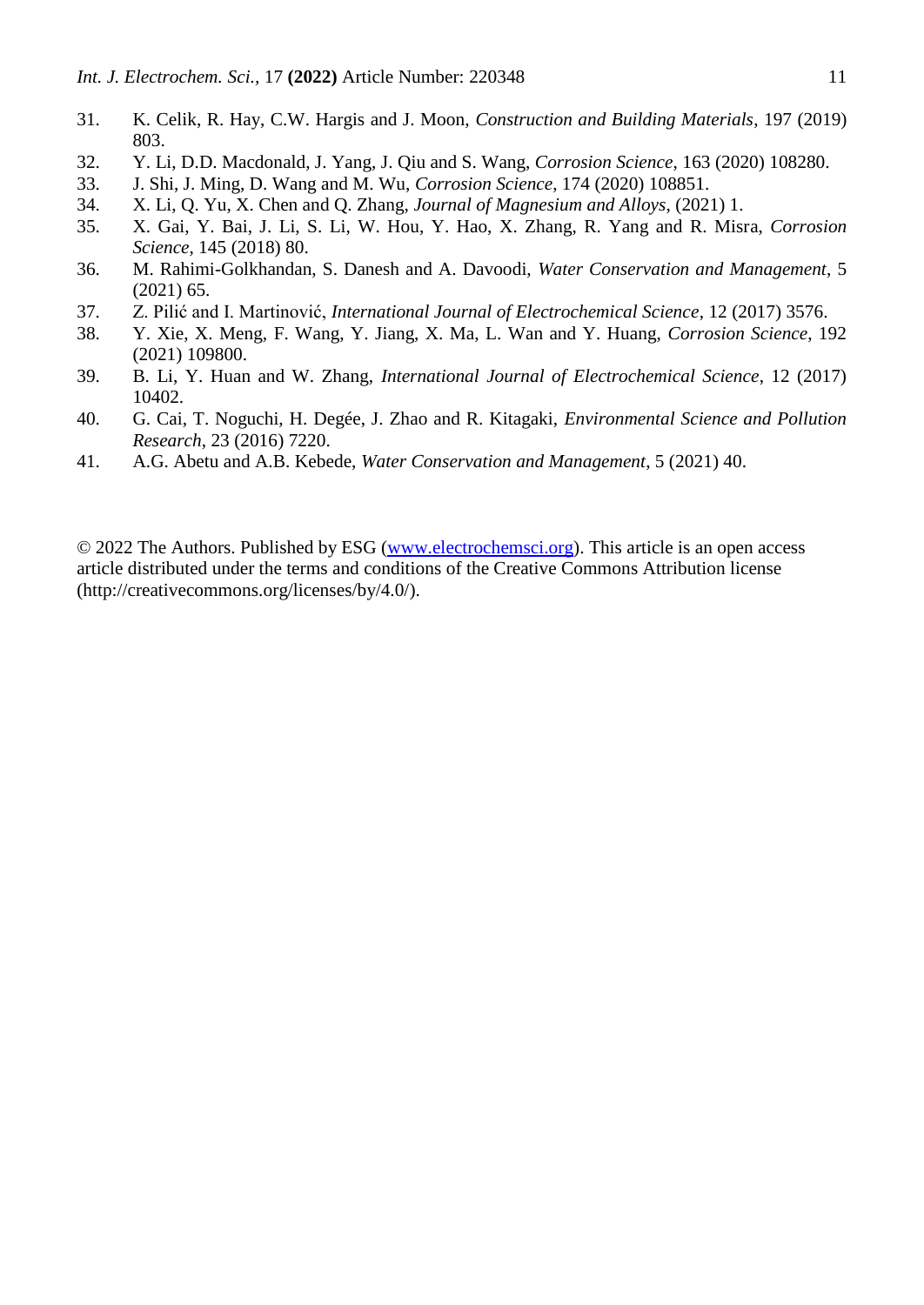31. K. Celik, R. Hay, C.W. Hargis and J. Moon, *Construction and Building Materials*, 197 (2019) 803.
32. Y. Li, D.D. Macdonald, J. Yang, J. Qiu and S. Wang, *Corrosion Science*, 163 (2020) 108280.
33. J. Shi, J. Ming, D. Wang and M. Wu, *Corrosion Science*, 174 (2020) 108851.
34. X. Li, Q. Yu, X. Chen and Q. Zhang, *Journal of Magnesium and Alloys*, (2021) 1.
35. X. Gai, Y. Bai, J. Li, S. Li, W. Hou, Y. Hao, X. Zhang, R. Yang and R. Misra, *Corrosion Science*, 145 (2018) 80.
36. M. Rahimi-Golkhandan, S. Danesh and A. Davoodi, *Water Conservation and Management*, 5 (2021) 65.
37. Z. Pilić and I. Martinović, *International Journal of Electrochemical Science*, 12 (2017) 3576.
38. Y. Xie, X. Meng, F. Wang, Y. Jiang, X. Ma, L. Wan and Y. Huang, *Corrosion Science*, 192 (2021) 109800.
39. B. Li, Y. Huan and W. Zhang, *International Journal of Electrochemical Science*, 12 (2017) 10402.
40. G. Cai, T. Noguchi, H. Degée, J. Zhao and R. Kitagaki, *Environmental Science and Pollution Research*, 23 (2016) 7220.
41. A.G. Abetu and A.B. Kebede, *Water Conservation and Management*, 5 (2021) 40.

© 2022 The Authors. Published by ESG (www.electrochemsci.org). This article is an open access article distributed under the terms and conditions of the Creative Commons Attribution license (http://creativecommons.org/licenses/by/4.0/).